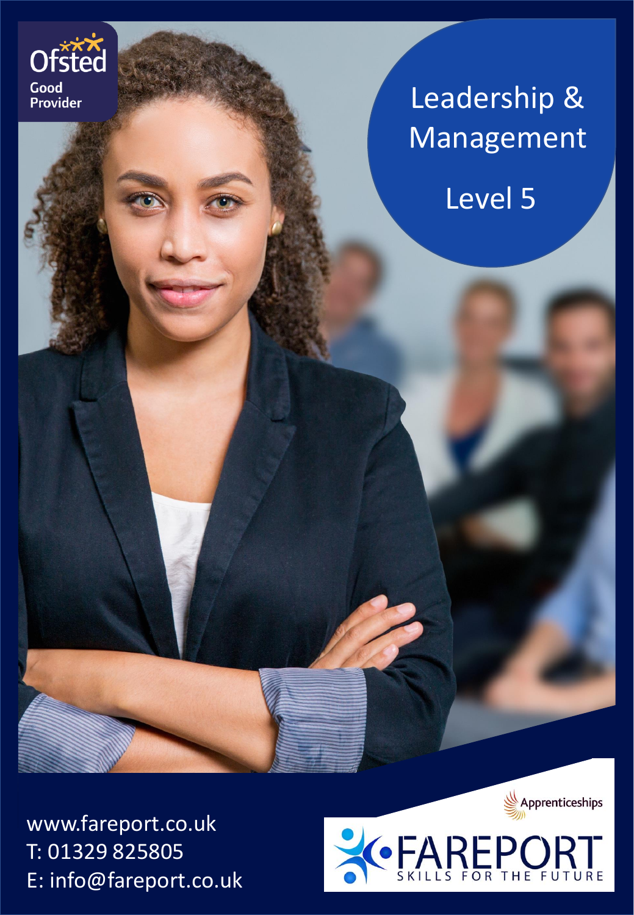Ofsted Good Provider

# Leadership & Management

## Level 5

www.fareport.co.uk
T: 01329 825805
E: info@fareport.co.uk

Apprenticeships

FAREPORT
SKILLS FOR THE FUTURE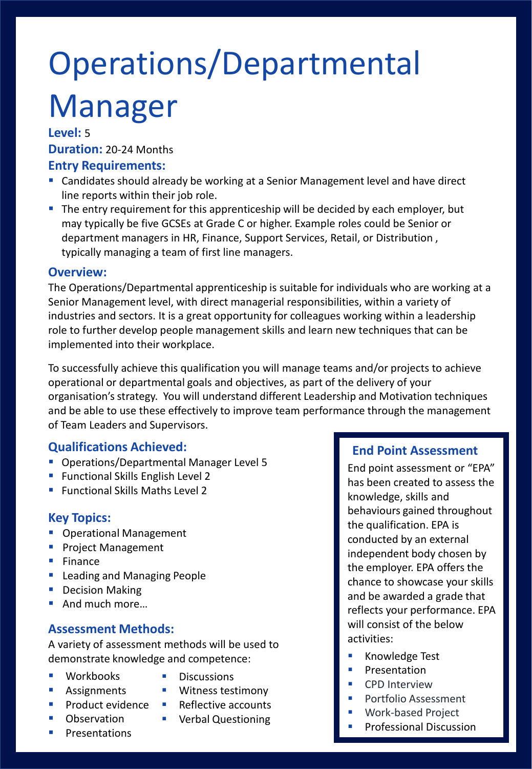# Operations/Departmental Manager

**Level:** 5

**Duration:** 20-24 Months

**Entry Requirements:**

- Candidates should already be working at a Senior Management level and have direct line reports within their job role.
- The entry requirement for this apprenticeship will be decided by each employer, but may typically be five GCSEs at Grade C or higher. Example roles could be Senior or department managers in HR, Finance, Support Services, Retail, or Distribution , typically managing a team of first line managers.

**Overview:**

The Operations/Departmental apprenticeship is suitable for individuals who are working at a Senior Management level, with direct managerial responsibilities, within a variety of industries and sectors. It is a great opportunity for colleagues working within a leadership role to further develop people management skills and learn new techniques that can be implemented into their workplace.

To successfully achieve this qualification you will manage teams and/or projects to achieve operational or departmental goals and objectives, as part of the delivery of your organisation's strategy. You will understand different Leadership and Motivation techniques and be able to use these effectively to improve team performance through the management of Team Leaders and Supervisors.

**Qualifications Achieved:**

- Operations/Departmental Manager Level 5
- Functional Skills English Level 2
- Functional Skills Maths Level 2

**Key Topics:**

- Operational Management
- Project Management
- Finance
- Leading and Managing People
- Decision Making
- And much more…

**Assessment Methods:**

A variety of assessment methods will be used to demonstrate knowledge and competence:

- Workbooks
- Assignments
- Product evidence
- Observation
- Presentations
- Discussions
- Witness testimony
- Reflective accounts
- Verbal Questioning

**End Point Assessment**

End point assessment or "EPA" has been created to assess the knowledge, skills and behaviours gained throughout the qualification. EPA is conducted by an external independent body chosen by the employer. EPA offers the chance to showcase your skills and be awarded a grade that reflects your performance. EPA will consist of the below activities:

- Knowledge Test
- Presentation
- CPD Interview
- Portfolio Assessment
- Work-based Project
- Professional Discussion